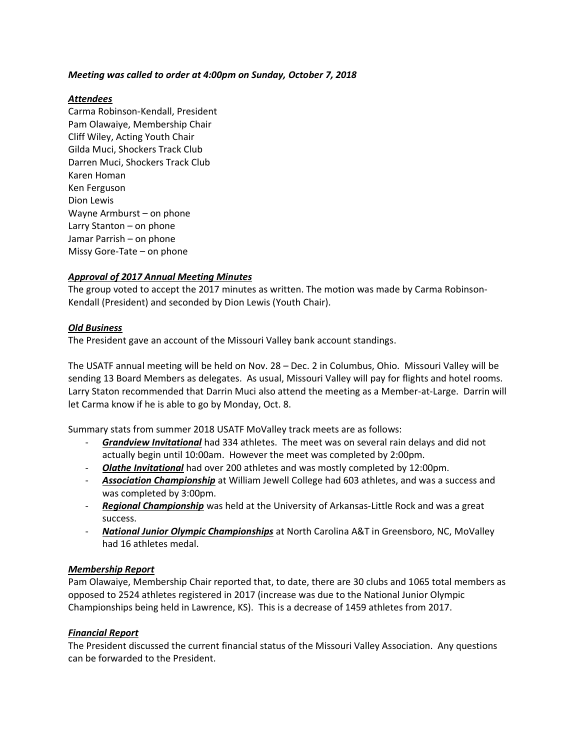***Meeting was called to order at 4:00pm on Sunday, October 7, 2018***

***<u>Attendees</u>***

Carma Robinson-Kendall, President
Pam Olawaiye, Membership Chair
Cliff Wiley, Acting Youth Chair
Gilda Muci, Shockers Track Club
Darren Muci, Shockers Track Club
Karen Homan
Ken Ferguson
Dion Lewis
Wayne Armburst – on phone
Larry Stanton – on phone
Jamar Parrish – on phone
Missy Gore-Tate – on phone

***<u>Approval of 2017 Annual Meeting Minutes</u>***

The group voted to accept the 2017 minutes as written. The motion was made by Carma Robinson-Kendall (President) and seconded by Dion Lewis (Youth Chair).

***<u>Old Business</u>***

The President gave an account of the Missouri Valley bank account standings.

The USATF annual meeting will be held on Nov. 28 – Dec. 2 in Columbus, Ohio. Missouri Valley will be sending 13 Board Members as delegates. As usual, Missouri Valley will pay for flights and hotel rooms. Larry Staton recommended that Darrin Muci also attend the meeting as a Member-at-Large. Darrin will let Carma know if he is able to go by Monday, Oct. 8.

Summary stats from summer 2018 USATF MoValley track meets are as follows:

- ***<u>Grandview Invitational</u>*** had 334 athletes. The meet was on several rain delays and did not actually begin until 10:00am. However the meet was completed by 2:00pm.
- ***<u>Olathe Invitational</u>*** had over 200 athletes and was mostly completed by 12:00pm.
- ***<u>Association Championship</u>*** at William Jewell College had 603 athletes, and was a success and was completed by 3:00pm.
- ***<u>Regional Championship</u>*** was held at the University of Arkansas-Little Rock and was a great success.
- ***<u>National Junior Olympic Championships</u>*** at North Carolina A&T in Greensboro, NC, MoValley had 16 athletes medal.

***<u>Membership Report</u>***

Pam Olawaiye, Membership Chair reported that, to date, there are 30 clubs and 1065 total members as opposed to 2524 athletes registered in 2017 (increase was due to the National Junior Olympic Championships being held in Lawrence, KS). This is a decrease of 1459 athletes from 2017.

***<u>Financial Report</u>***

The President discussed the current financial status of the Missouri Valley Association. Any questions can be forwarded to the President.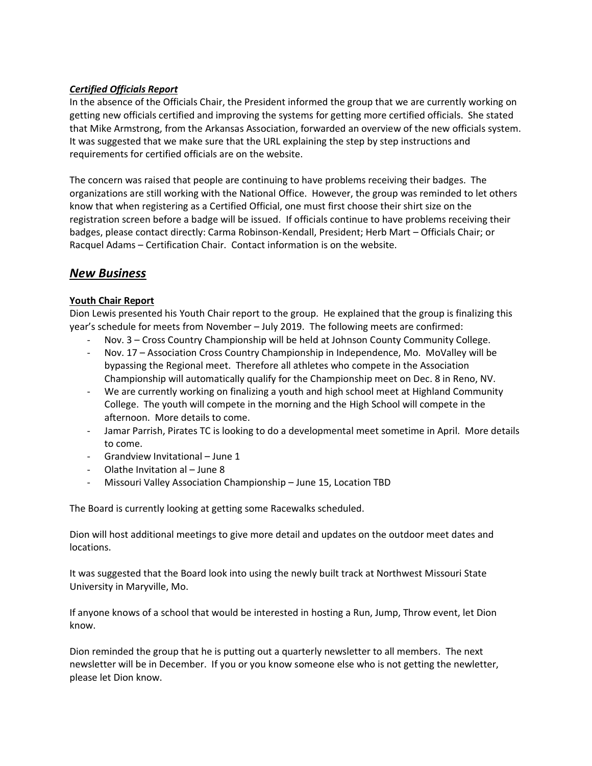***Certified Officials Report***

In the absence of the Officials Chair, the President informed the group that we are currently working on getting new officials certified and improving the systems for getting more certified officials. She stated that Mike Armstrong, from the Arkansas Association, forwarded an overview of the new officials system. It was suggested that we make sure that the URL explaining the step by step instructions and requirements for certified officials are on the website.

The concern was raised that people are continuing to have problems receiving their badges. The organizations are still working with the National Office. However, the group was reminded to let others know that when registering as a Certified Official, one must first choose their shirt size on the registration screen before a badge will be issued. If officials continue to have problems receiving their badges, please contact directly: Carma Robinson-Kendall, President; Herb Mart – Officials Chair; or Racquel Adams – Certification Chair. Contact information is on the website.

## ***New Business***

**Youth Chair Report**

Dion Lewis presented his Youth Chair report to the group. He explained that the group is finalizing this year's schedule for meets from November – July 2019. The following meets are confirmed:

- Nov. 3 – Cross Country Championship will be held at Johnson County Community College.
- Nov. 17 – Association Cross Country Championship in Independence, Mo. MoValley will be bypassing the Regional meet. Therefore all athletes who compete in the Association Championship will automatically qualify for the Championship meet on Dec. 8 in Reno, NV.
- We are currently working on finalizing a youth and high school meet at Highland Community College. The youth will compete in the morning and the High School will compete in the afternoon. More details to come.
- Jamar Parrish, Pirates TC is looking to do a developmental meet sometime in April. More details to come.
- Grandview Invitational – June 1
- Olathe Invitation al – June 8
- Missouri Valley Association Championship – June 15, Location TBD

The Board is currently looking at getting some Racewalks scheduled.

Dion will host additional meetings to give more detail and updates on the outdoor meet dates and locations.

It was suggested that the Board look into using the newly built track at Northwest Missouri State University in Maryville, Mo.

If anyone knows of a school that would be interested in hosting a Run, Jump, Throw event, let Dion know.

Dion reminded the group that he is putting out a quarterly newsletter to all members. The next newsletter will be in December. If you or you know someone else who is not getting the newletter, please let Dion know.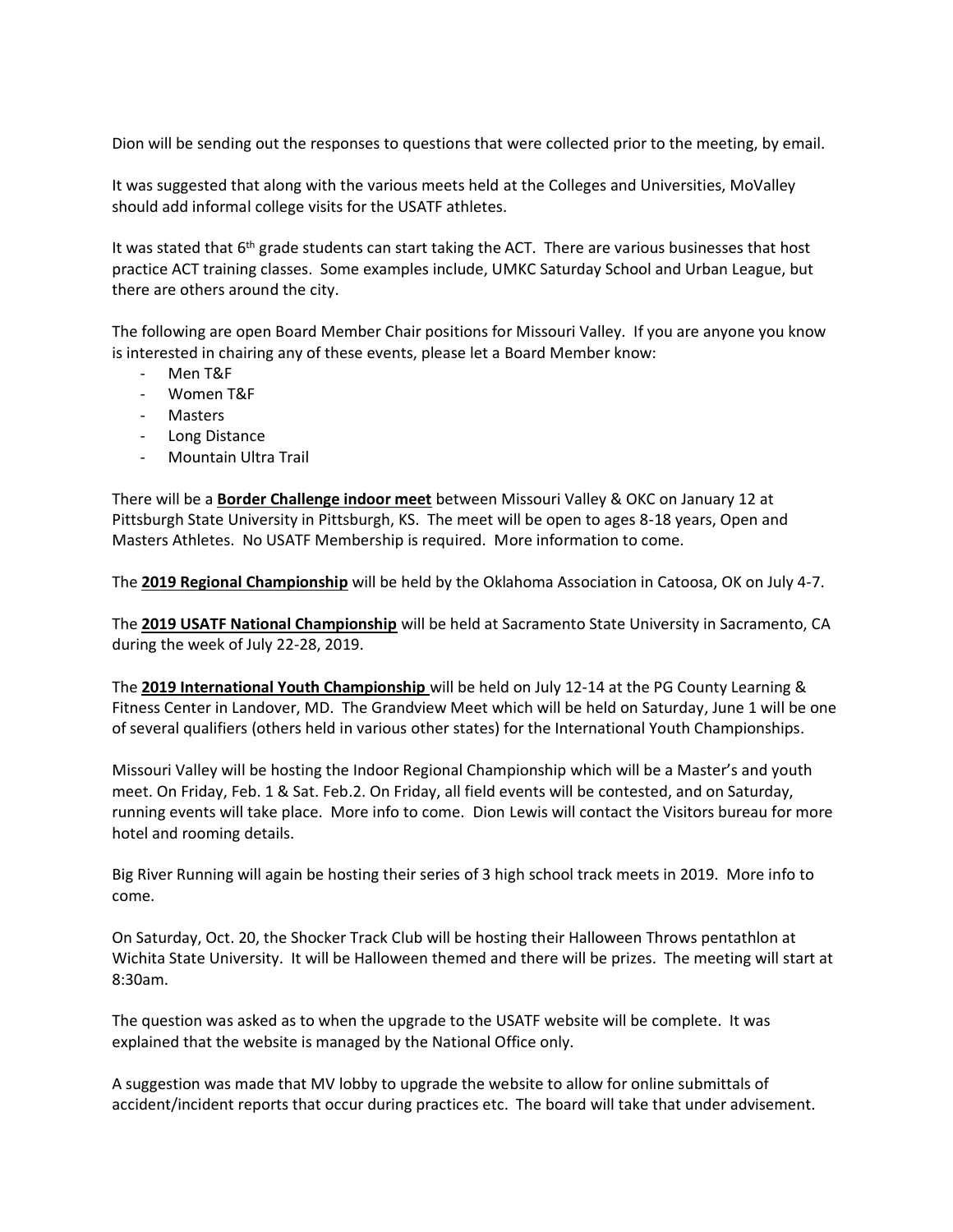Dion will be sending out the responses to questions that were collected prior to the meeting, by email.

It was suggested that along with the various meets held at the Colleges and Universities, MoValley should add informal college visits for the USATF athletes.

It was stated that 6th grade students can start taking the ACT. There are various businesses that host practice ACT training classes. Some examples include, UMKC Saturday School and Urban League, but there are others around the city.

The following are open Board Member Chair positions for Missouri Valley. If you are anyone you know is interested in chairing any of these events, please let a Board Member know:

- Men T&F
- Women T&F
- Masters
- Long Distance
- Mountain Ultra Trail

There will be a **Border Challenge indoor meet** between Missouri Valley & OKC on January 12 at Pittsburgh State University in Pittsburgh, KS. The meet will be open to ages 8-18 years, Open and Masters Athletes. No USATF Membership is required. More information to come.

The **2019 Regional Championship** will be held by the Oklahoma Association in Catoosa, OK on July 4-7.

The **2019 USATF National Championship** will be held at Sacramento State University in Sacramento, CA during the week of July 22-28, 2019.

The **2019 International Youth Championship** will be held on July 12-14 at the PG County Learning & Fitness Center in Landover, MD. The Grandview Meet which will be held on Saturday, June 1 will be one of several qualifiers (others held in various other states) for the International Youth Championships.

Missouri Valley will be hosting the Indoor Regional Championship which will be a Master's and youth meet. On Friday, Feb. 1 & Sat. Feb.2. On Friday, all field events will be contested, and on Saturday, running events will take place. More info to come. Dion Lewis will contact the Visitors bureau for more hotel and rooming details.

Big River Running will again be hosting their series of 3 high school track meets in 2019. More info to come.

On Saturday, Oct. 20, the Shocker Track Club will be hosting their Halloween Throws pentathlon at Wichita State University. It will be Halloween themed and there will be prizes. The meeting will start at 8:30am.

The question was asked as to when the upgrade to the USATF website will be complete. It was explained that the website is managed by the National Office only.

A suggestion was made that MV lobby to upgrade the website to allow for online submittals of accident/incident reports that occur during practices etc. The board will take that under advisement.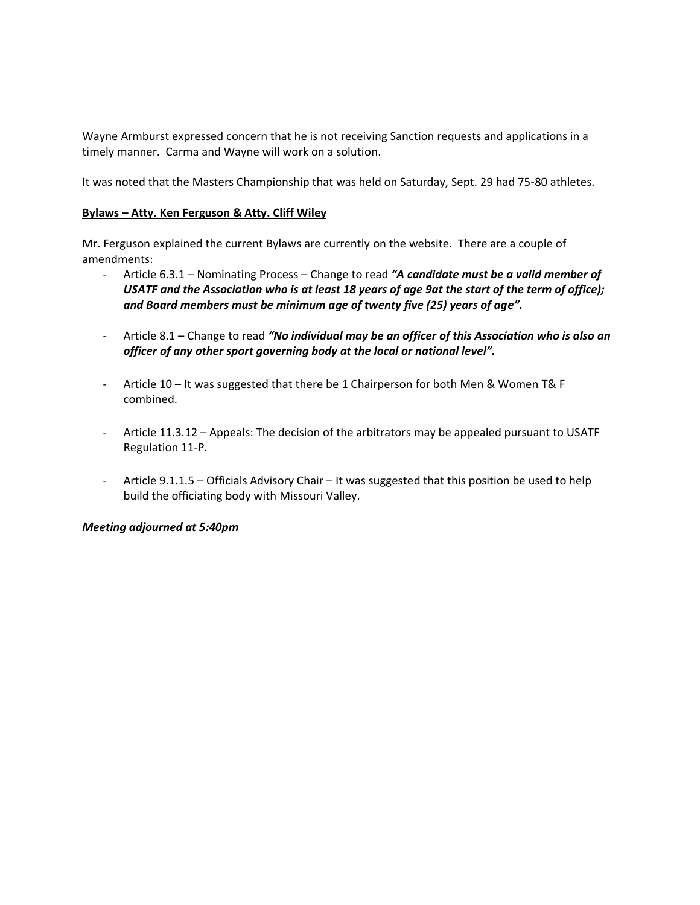Wayne Armburst expressed concern that he is not receiving Sanction requests and applications in a timely manner. Carma and Wayne will work on a solution.

It was noted that the Masters Championship that was held on Saturday, Sept. 29 had 75-80 athletes.

**<u>Bylaws – Atty. Ken Ferguson & Atty. Cliff Wiley</u>**

Mr. Ferguson explained the current Bylaws are currently on the website. There are a couple of amendments:

- Article 6.3.1 – Nominating Process – Change to read ***"A candidate must be a valid member of USATF and the Association who is at least 18 years of age 9at the start of the term of office); and Board members must be minimum age of twenty five (25) years of age".***
- Article 8.1 – Change to read ***"No individual may be an officer of this Association who is also an officer of any other sport governing body at the local or national level".***
- Article 10 – It was suggested that there be 1 Chairperson for both Men & Women T& F combined.
- Article 11.3.12 – Appeals: The decision of the arbitrators may be appealed pursuant to USATF Regulation 11-P.
- Article 9.1.1.5 – Officials Advisory Chair – It was suggested that this position be used to help build the officiating body with Missouri Valley.

***Meeting adjourned at 5:40pm***